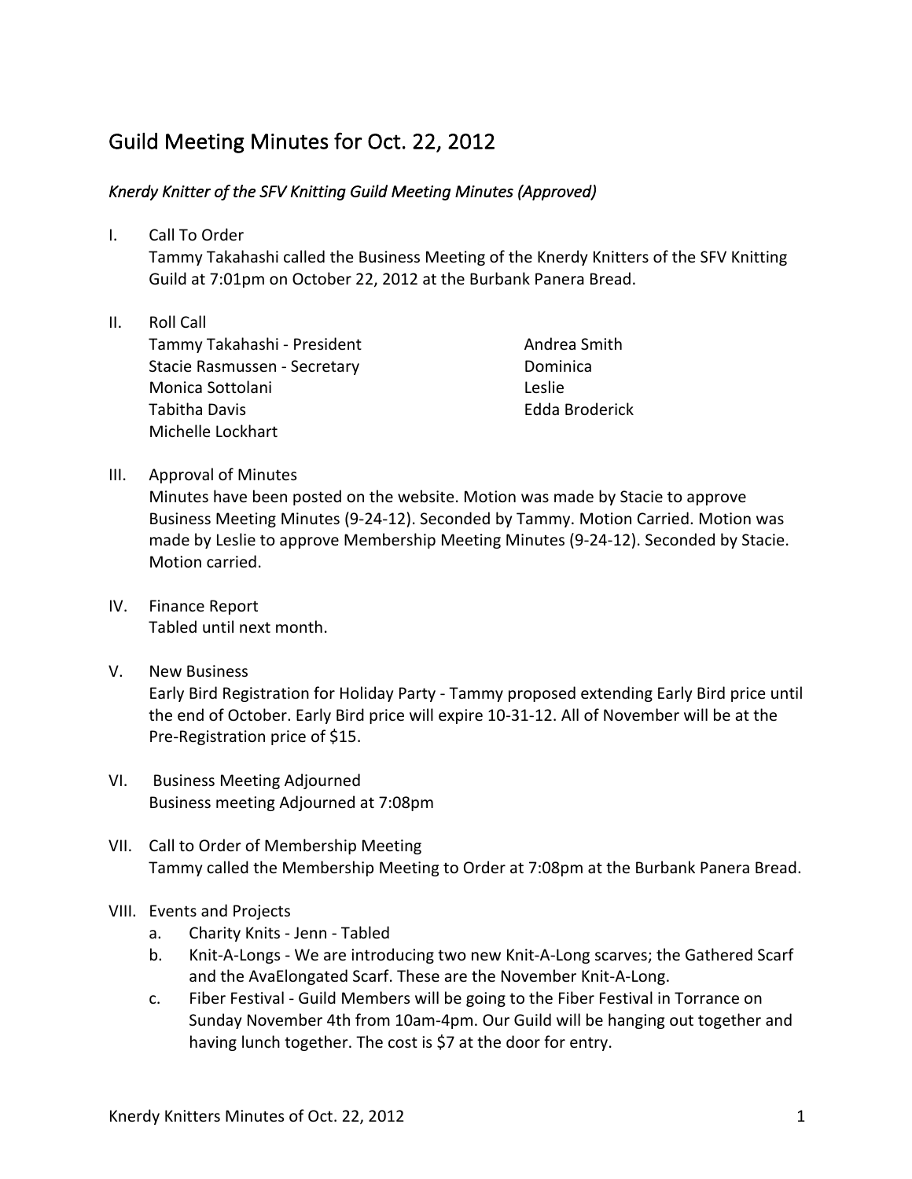# Guild Meeting Minutes for Oct. 22, 2012

*Knerdy Knitter of the SFV Knitting Guild Meeting Minutes (Approved)*

I. Call To Order
   Tammy Takahashi called the Business Meeting of the Knerdy Knitters of the SFV Knitting Guild at 7:01pm on October 22, 2012 at the Burbank Panera Bread.

II. Roll Call
   - Tammy Takahashi - President
   - Stacie Rasmussen - Secretary
   - Monica Sottolani
   - Tabitha Davis
   - Michelle Lockhart
   - Andrea Smith
   - Dominica
   - Leslie
   - Edda Broderick

III. Approval of Minutes
   Minutes have been posted on the website. Motion was made by Stacie to approve Business Meeting Minutes (9-24-12). Seconded by Tammy. Motion Carried. Motion was made by Leslie to approve Membership Meeting Minutes (9-24-12). Seconded by Stacie. Motion carried.

IV. Finance Report
   Tabled until next month.

V. New Business
   Early Bird Registration for Holiday Party - Tammy proposed extending Early Bird price until the end of October. Early Bird price will expire 10-31-12. All of November will be at the Pre-Registration price of $15.

VI. Business Meeting Adjourned
   Business meeting Adjourned at 7:08pm

VII. Call to Order of Membership Meeting
   Tammy called the Membership Meeting to Order at 7:08pm at the Burbank Panera Bread.

VIII. Events and Projects
   a. Charity Knits - Jenn - Tabled
   b. Knit-A-Longs - We are introducing two new Knit-A-Long scarves; the Gathered Scarf and the AvaElongated Scarf. These are the November Knit-A-Long.
   c. Fiber Festival - Guild Members will be going to the Fiber Festival in Torrance on Sunday November 4th from 10am-4pm. Our Guild will be hanging out together and having lunch together. The cost is $7 at the door for entry.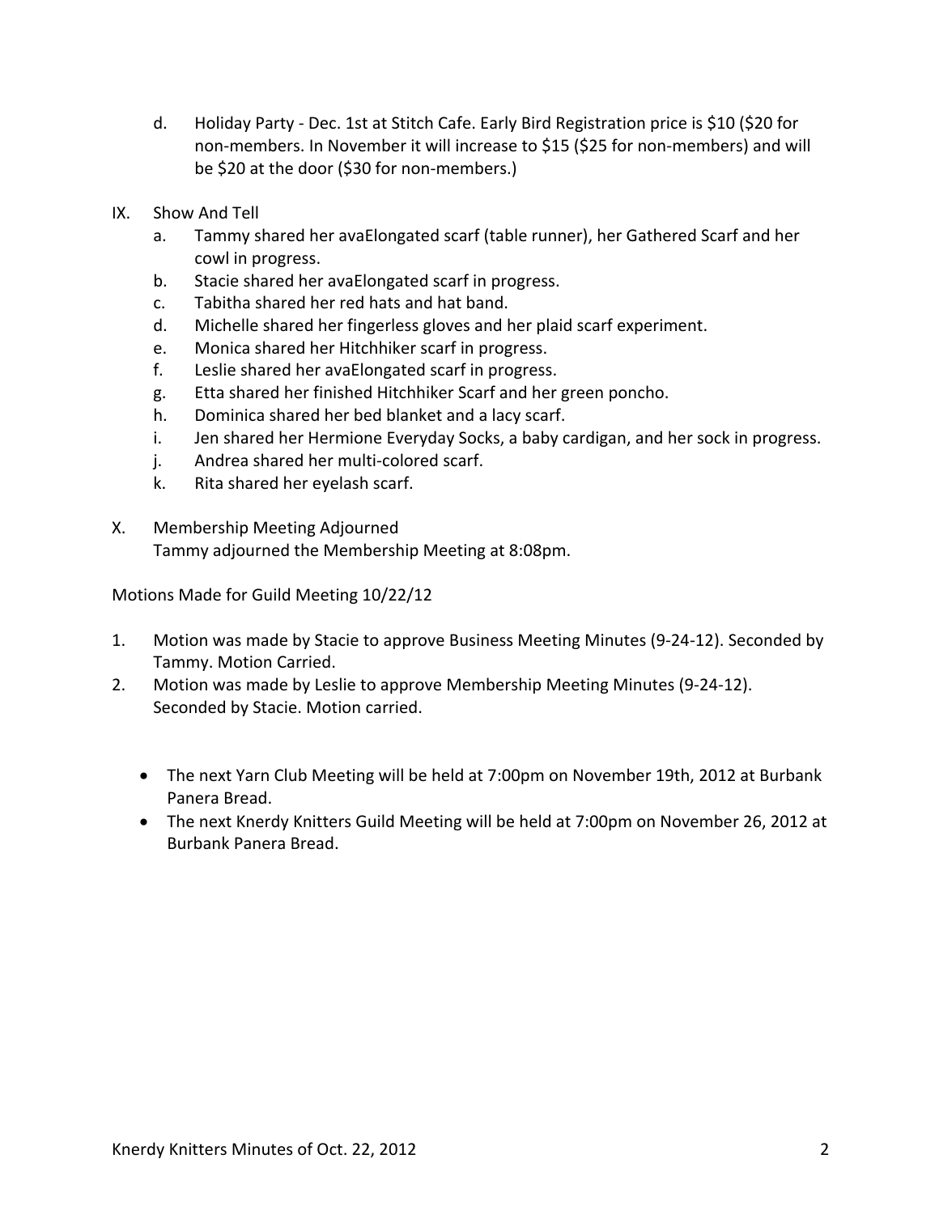d. Holiday Party - Dec. 1st at Stitch Cafe. Early Bird Registration price is $10 ($20 for non-members. In November it will increase to $15 ($25 for non-members) and will be $20 at the door ($30 for non-members.)

IX. Show And Tell
   a. Tammy shared her avaElongated scarf (table runner), her Gathered Scarf and her cowl in progress.
   b. Stacie shared her avaElongated scarf in progress.
   c. Tabitha shared her red hats and hat band.
   d. Michelle shared her fingerless gloves and her plaid scarf experiment.
   e. Monica shared her Hitchhiker scarf in progress.
   f. Leslie shared her avaElongated scarf in progress.
   g. Etta shared her finished Hitchhiker Scarf and her green poncho.
   h. Dominica shared her bed blanket and a lacy scarf.
   i. Jen shared her Hermione Everyday Socks, a baby cardigan, and her sock in progress.
   j. Andrea shared her multi-colored scarf.
   k. Rita shared her eyelash scarf.

X. Membership Meeting Adjourned
   Tammy adjourned the Membership Meeting at 8:08pm.

Motions Made for Guild Meeting 10/22/12

1. Motion was made by Stacie to approve Business Meeting Minutes (9-24-12). Seconded by Tammy. Motion Carried.
2. Motion was made by Leslie to approve Membership Meeting Minutes (9-24-12). Seconded by Stacie. Motion carried.

- The next Yarn Club Meeting will be held at 7:00pm on November 19th, 2012 at Burbank Panera Bread.
- The next Knerdy Knitters Guild Meeting will be held at 7:00pm on November 26, 2012 at Burbank Panera Bread.